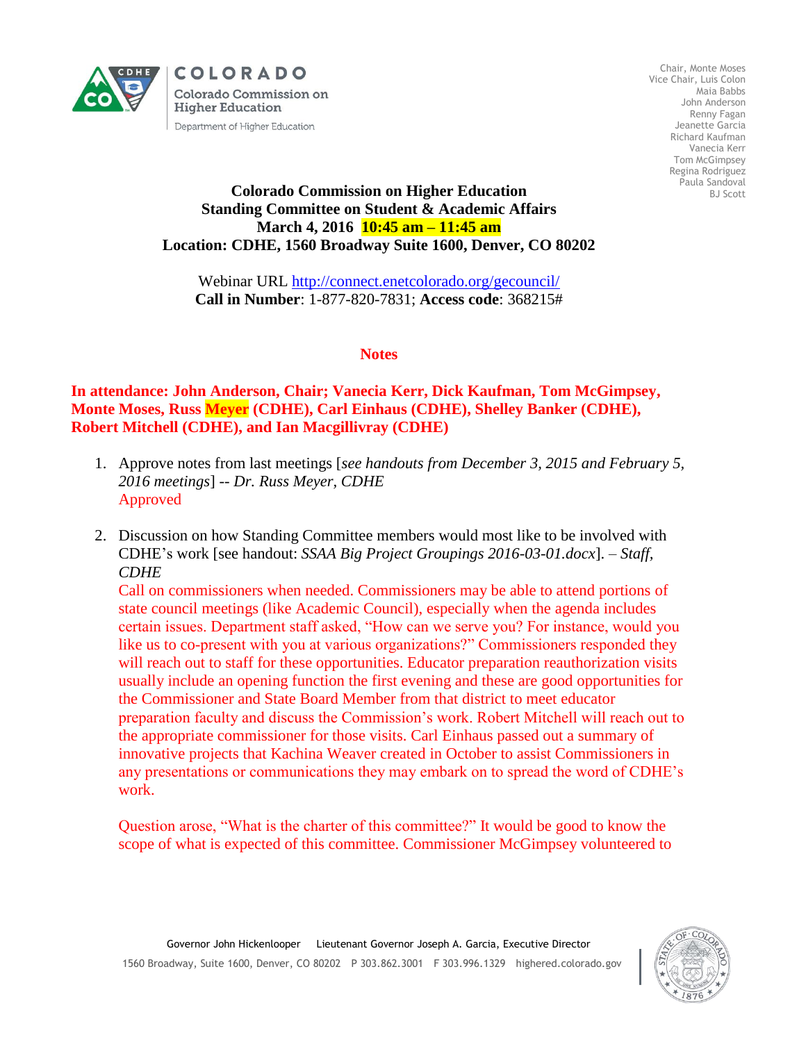COLORADO

Colorado Commission on Higher Education

Department of Higher Education

Chair, Monte Moses
Vice Chair, Luis Colon
Maia Babbs
John Anderson
Renny Fagan
Jeanette Garcia
Richard Kaufman
Vanecia Kerr
Tom McGimpsey
Regina Rodriguez
Paula Sandoval
BJ Scott

**Colorado Commission on Higher Education**
**Standing Committee on Student & Academic Affairs**
**March 4, 2016 10:45 am – 11:45 am**
**Location: CDHE, 1560 Broadway Suite 1600, Denver, CO 80202**

Webinar URL http://connect.enetcolorado.org/gecouncil/
**Call in Number**: 1-877-820-7831; **Access code**: 368215#

## Notes

**In attendance: John Anderson, Chair; Vanecia Kerr, Dick Kaufman, Tom McGimpsey, Monte Moses, Russ Meyer (CDHE), Carl Einhaus (CDHE), Shelley Banker (CDHE), Robert Mitchell (CDHE), and Ian Macgillivray (CDHE)**

1. Approve notes from last meetings [*see handouts from December 3, 2015 and February 5, 2016 meetings*] -- *Dr. Russ Meyer, CDHE*
   Approved

2. Discussion on how Standing Committee members would most like to be involved with CDHE's work [see handout: *SSAA Big Project Groupings 2016-03-01.docx*]. – *Staff, CDHE*
   Call on commissioners when needed. Commissioners may be able to attend portions of state council meetings (like Academic Council), especially when the agenda includes certain issues. Department staff asked, "How can we serve you? For instance, would you like us to co-present with you at various organizations?" Commissioners responded they will reach out to staff for these opportunities. Educator preparation reauthorization visits usually include an opening function the first evening and these are good opportunities for the Commissioner and State Board Member from that district to meet educator preparation faculty and discuss the Commission's work. Robert Mitchell will reach out to the appropriate commissioner for those visits. Carl Einhaus passed out a summary of innovative projects that Kachina Weaver created in October to assist Commissioners in any presentations or communications they may embark on to spread the word of CDHE's work.

   Question arose, "What is the charter of this committee?" It would be good to know the scope of what is expected of this committee. Commissioner McGimpsey volunteered to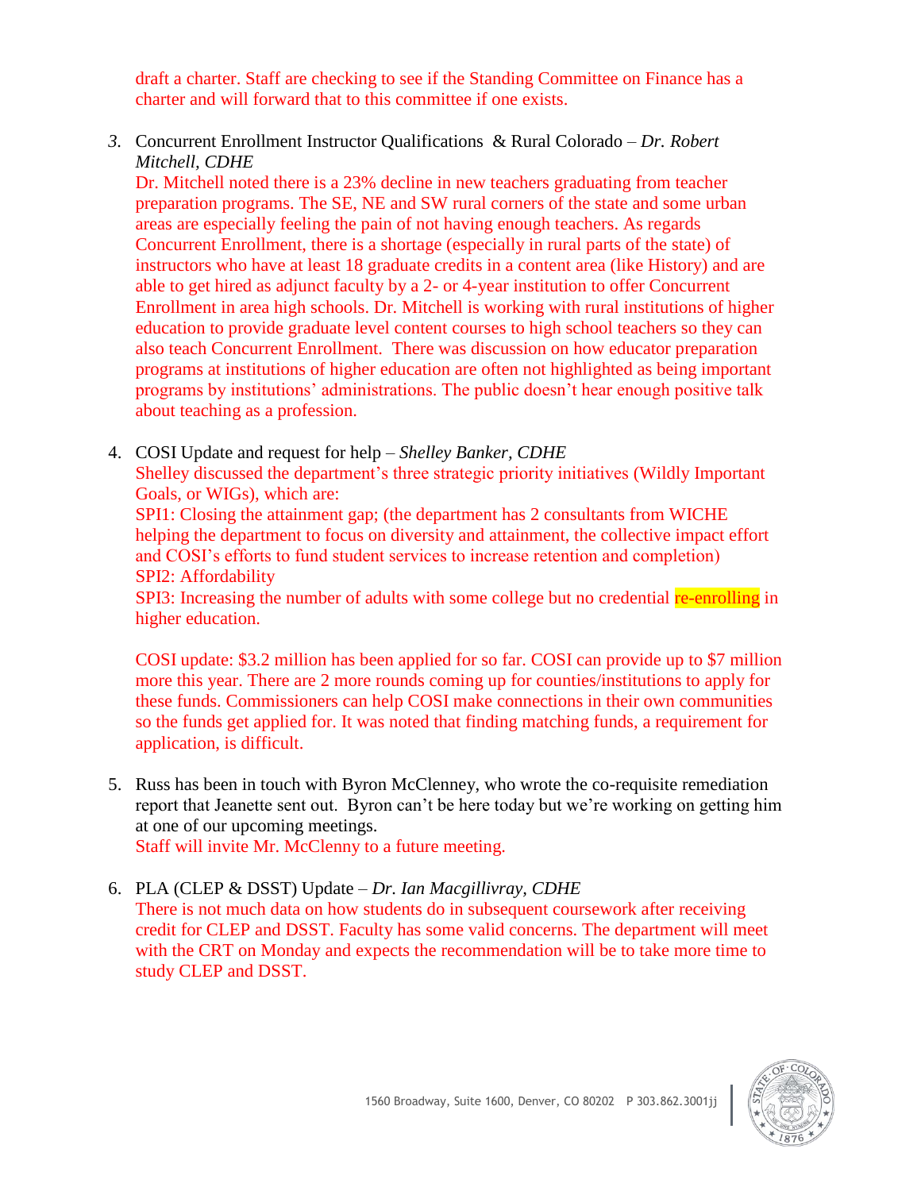draft a charter. Staff are checking to see if the Standing Committee on Finance has a charter and will forward that to this committee if one exists.

3. Concurrent Enrollment Instructor Qualifications & Rural Colorado – *Dr. Robert Mitchell, CDHE*

   Dr. Mitchell noted there is a 23% decline in new teachers graduating from teacher preparation programs. The SE, NE and SW rural corners of the state and some urban areas are especially feeling the pain of not having enough teachers. As regards Concurrent Enrollment, there is a shortage (especially in rural parts of the state) of instructors who have at least 18 graduate credits in a content area (like History) and are able to get hired as adjunct faculty by a 2- or 4-year institution to offer Concurrent Enrollment in area high schools. Dr. Mitchell is working with rural institutions of higher education to provide graduate level content courses to high school teachers so they can also teach Concurrent Enrollment. There was discussion on how educator preparation programs at institutions of higher education are often not highlighted as being important programs by institutions' administrations. The public doesn't hear enough positive talk about teaching as a profession.

4. COSI Update and request for help – *Shelley Banker, CDHE*

   Shelley discussed the department's three strategic priority initiatives (Wildly Important Goals, or WIGs), which are:
   SPI1: Closing the attainment gap; (the department has 2 consultants from WICHE helping the department to focus on diversity and attainment, the collective impact effort and COSI's efforts to fund student services to increase retention and completion)
   SPI2: Affordability
   SPI3: Increasing the number of adults with some college but no credential re-enrolling in higher education.

   COSI update: $3.2 million has been applied for so far. COSI can provide up to $7 million more this year. There are 2 more rounds coming up for counties/institutions to apply for these funds. Commissioners can help COSI make connections in their own communities so the funds get applied for. It was noted that finding matching funds, a requirement for application, is difficult.

5. Russ has been in touch with Byron McClenney, who wrote the co-requisite remediation report that Jeanette sent out. Byron can't be here today but we're working on getting him at one of our upcoming meetings.
   Staff will invite Mr. McClenny to a future meeting.

6. PLA (CLEP & DSST) Update – *Dr. Ian Macgillivray, CDHE*

   There is not much data on how students do in subsequent coursework after receiving credit for CLEP and DSST. Faculty has some valid concerns. The department will meet with the CRT on Monday and expects the recommendation will be to take more time to study CLEP and DSST.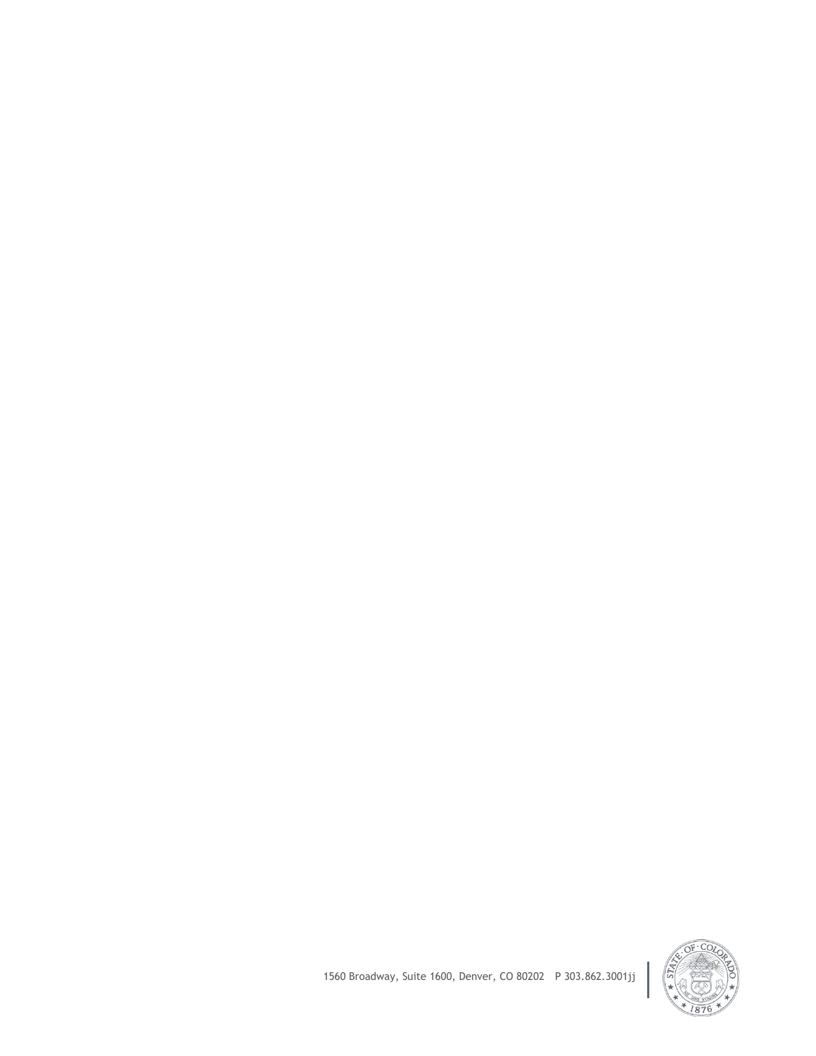1560 Broadway, Suite 1600, Denver, CO 80202 P 303.862.3001jj